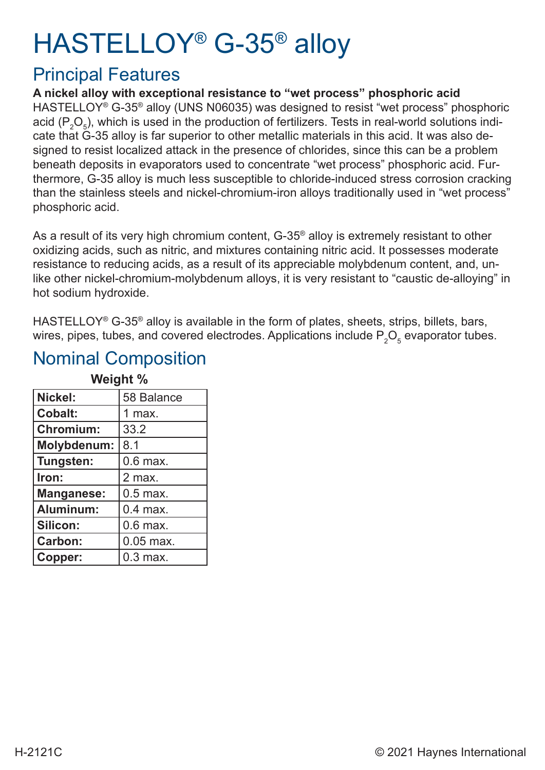# HASTELLOY® G-35® alloy

## Principal Features

**A nickel alloy with exceptional resistance to “wet process” phosphoric acid**

HASTELLOY® G-35® alloy (UNS N06035) was designed to resist “wet process” phosphoric acid ($P_2O_5$), which is used in the production of fertilizers. Tests in real-world solutions indicate that G-35 alloy is far superior to other metallic materials in this acid. It was also designed to resist localized attack in the presence of chlorides, since this can be a problem beneath deposits in evaporators used to concentrate “wet process” phosphoric acid. Furthermore, G-35 alloy is much less susceptible to chloride-induced stress corrosion cracking than the stainless steels and nickel-chromium-iron alloys traditionally used in “wet process” phosphoric acid.

As a result of its very high chromium content, G-35® alloy is extremely resistant to other oxidizing acids, such as nitric, and mixtures containing nitric acid. It possesses moderate resistance to reducing acids, as a result of its appreciable molybdenum content, and, unlike other nickel-chromium-molybdenum alloys, it is very resistant to “caustic de-alloying” in hot sodium hydroxide.

HASTELLOY® G-35® alloy is available in the form of plates, sheets, strips, billets, bars, wires, pipes, tubes, and covered electrodes. Applications include $P_2O_5$ evaporator tubes.

## Nominal Composition

| | Weight % |
|---|---|
| **Nickel:** | 58 Balance |
| **Cobalt:** | 1 max. |
| **Chromium:** | 33.2 |
| **Molybdenum:** | 8.1 |
| **Tungsten:** | 0.6 max. |
| **Iron:** | 2 max. |
| **Manganese:** | 0.5 max. |
| **Aluminum:** | 0.4 max. |
| **Silicon:** | 0.6 max. |
| **Carbon:** | 0.05 max. |
| **Copper:** | 0.3 max. |

H-2121C

© 2021 Haynes International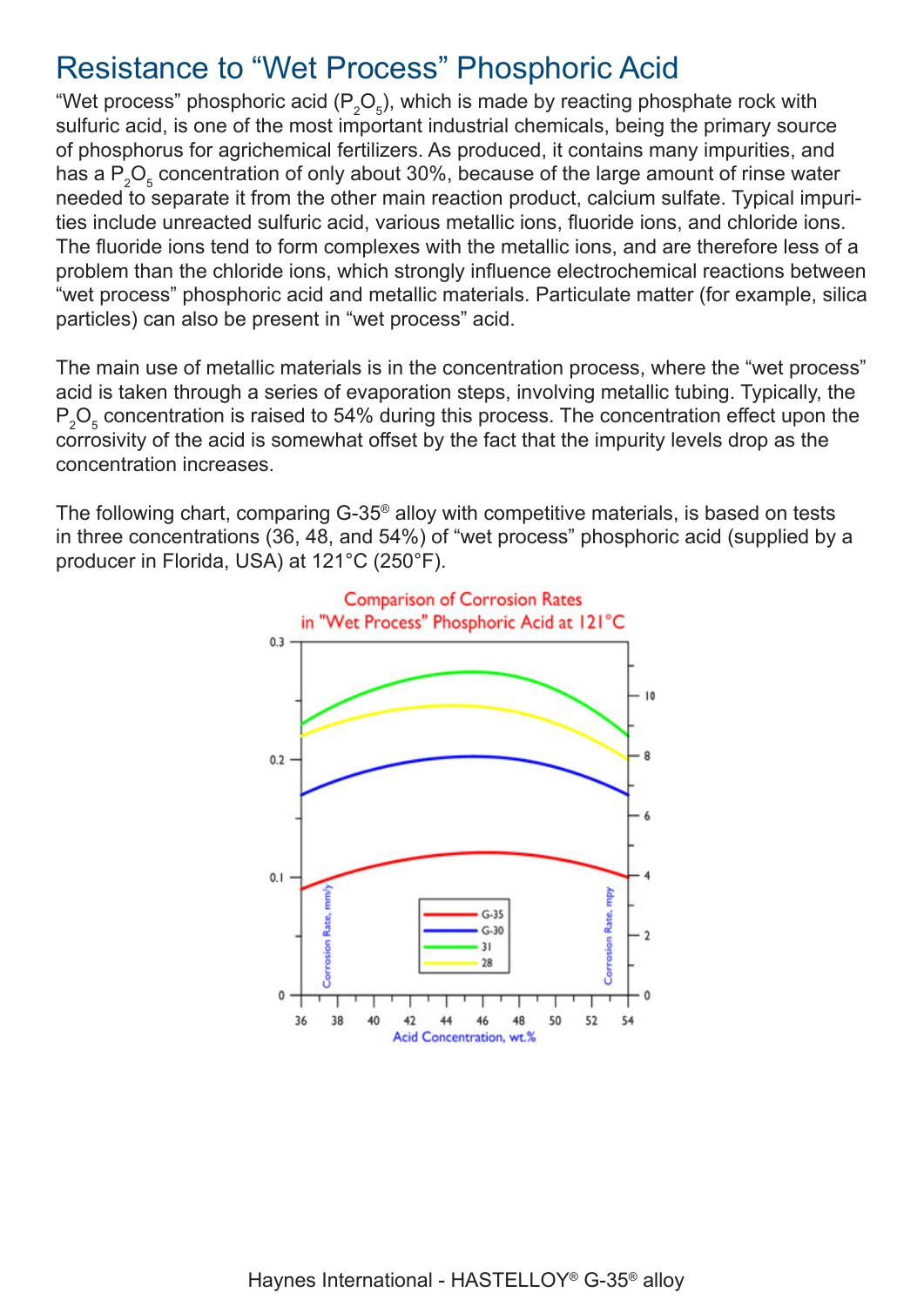# Resistance to "Wet Process" Phosphoric Acid

"Wet process" phosphoric acid ($P_2O_5$), which is made by reacting phosphate rock with sulfuric acid, is one of the most important industrial chemicals, being the primary source of phosphorus for agrichemical fertilizers. As produced, it contains many impurities, and has a $P_2O_5$ concentration of only about 30%, because of the large amount of rinse water needed to separate it from the other main reaction product, calcium sulfate. Typical impurities include unreacted sulfuric acid, various metallic ions, fluoride ions, and chloride ions. The fluoride ions tend to form complexes with the metallic ions, and are therefore less of a problem than the chloride ions, which strongly influence electrochemical reactions between "wet process" phosphoric acid and metallic materials. Particulate matter (for example, silica particles) can also be present in "wet process" acid.

The main use of metallic materials is in the concentration process, where the "wet process" acid is taken through a series of evaporation steps, involving metallic tubing. Typically, the $P_2O_5$ concentration is raised to 54% during this process. The concentration effect upon the corrosivity of the acid is somewhat offset by the fact that the impurity levels drop as the concentration increases.

The following chart, comparing G-35® alloy with competitive materials, is based on tests in three concentrations (36, 48, and 54%) of "wet process" phosphoric acid (supplied by a producer in Florida, USA) at 121°C (250°F).

Comparison of Corrosion Rates in "Wet Process" Phosphoric Acid at 121°C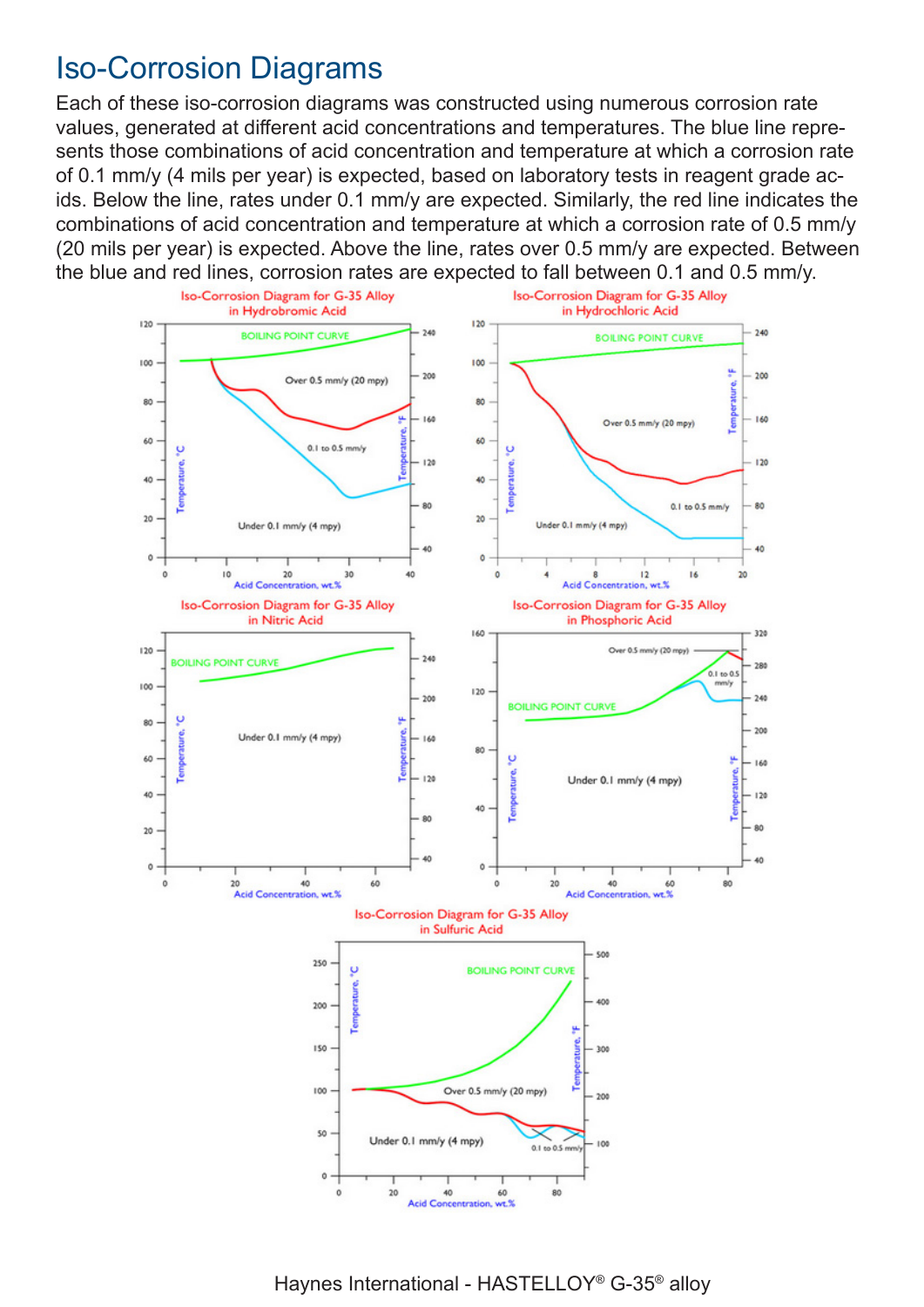# Iso-Corrosion Diagrams

Each of these iso-corrosion diagrams was constructed using numerous corrosion rate values, generated at different acid concentrations and temperatures. The blue line represents those combinations of acid concentration and temperature at which a corrosion rate of 0.1 mm/y (4 mils per year) is expected, based on laboratory tests in reagent grade acids. Below the line, rates under 0.1 mm/y are expected. Similarly, the red line indicates the combinations of acid concentration and temperature at which a corrosion rate of 0.5 mm/y (20 mils per year) is expected. Above the line, rates over 0.5 mm/y are expected. Between the blue and red lines, corrosion rates are expected to fall between 0.1 and 0.5 mm/y.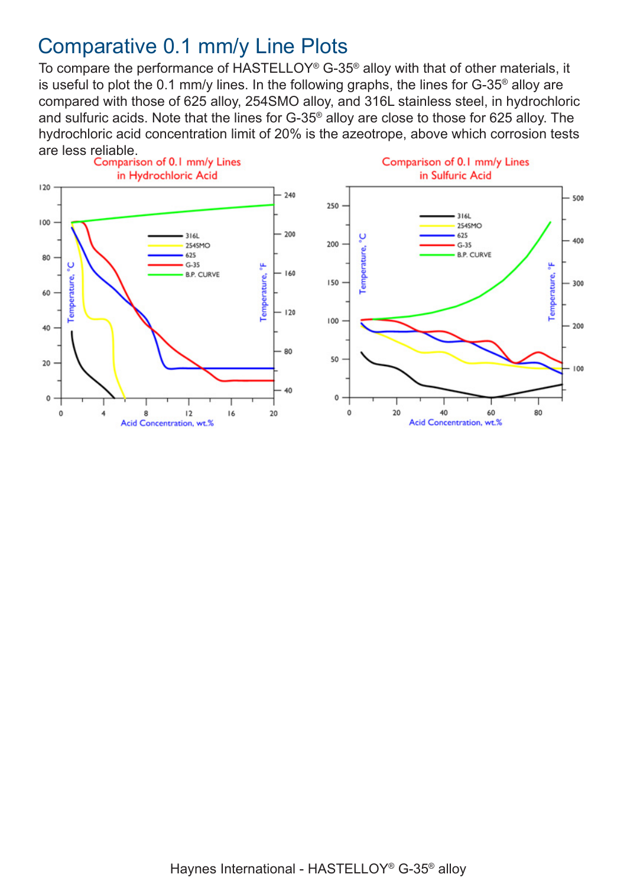# Comparative 0.1 mm/y Line Plots

To compare the performance of HASTELLOY® G-35® alloy with that of other materials, it is useful to plot the 0.1 mm/y lines. In the following graphs, the lines for G-35® alloy are compared with those of 625 alloy, 254SMO alloy, and 316L stainless steel, in hydrochloric and sulfuric acids. Note that the lines for G-35® alloy are close to those for 625 alloy. The hydrochloric acid concentration limit of 20% is the azeotrope, above which corrosion tests are less reliable.

Comparison of 0.1 mm/y Lines in Hydrochloric Acid

Comparison of 0.1 mm/y Lines in Sulfuric Acid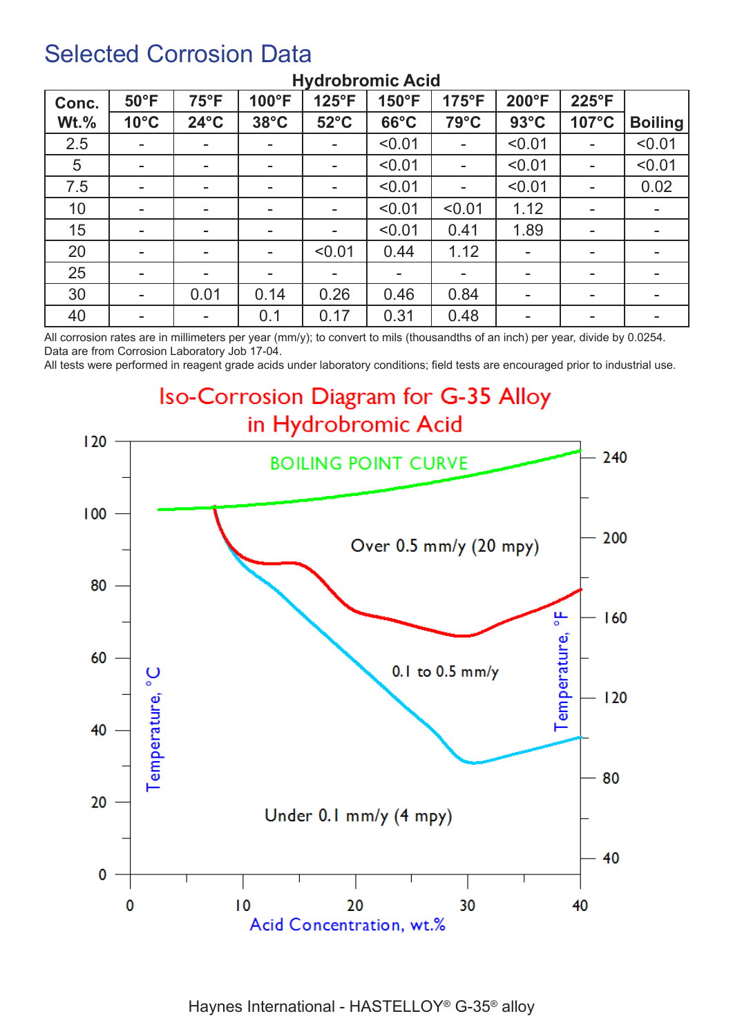## Selected Corrosion Data

**Hydrobromic Acid**

| Conc. Wt.% | 50°F 10°C | 75°F 24°C | 100°F 38°C | 125°F 52°C | 150°F 66°C | 175°F 79°C | 200°F 93°C | 225°F 107°C | Boiling |
|---|---|---|---|---|---|---|---|---|---|
| 2.5 | - | - | - | - | <0.01 | - | <0.01 | - | <0.01 |
| 5 | - | - | - | - | <0.01 | - | <0.01 | - | <0.01 |
| 7.5 | - | - | - | - | <0.01 | - | <0.01 | - | 0.02 |
| 10 | - | - | - | - | <0.01 | <0.01 | 1.12 | - | - |
| 15 | - | - | - | - | <0.01 | 0.41 | 1.89 | - | - |
| 20 | - | - | - | <0.01 | 0.44 | 1.12 | - | - | - |
| 25 | - | - | - | - | - | - | - | - | - |
| 30 | - | 0.01 | 0.14 | 0.26 | 0.46 | 0.84 | - | - | - |
| 40 | - | - | 0.1 | 0.17 | 0.31 | 0.48 | - | - | - |

All corrosion rates are in millimeters per year (mm/y); to convert to mils (thousandths of an inch) per year, divide by 0.0254.
Data are from Corrosion Laboratory Job 17-04.
All tests were performed in reagent grade acids under laboratory conditions; field tests are encouraged prior to industrial use.

### Iso-Corrosion Diagram for G-35 Alloy in Hydrobromic Acid

BOILING POINT CURVE

Over 0.5 mm/y (20 mpy)

0.1 to 0.5 mm/y

Under 0.1 mm/y (4 mpy)

Temperature, °C

Temperature, °F

Acid Concentration, wt.%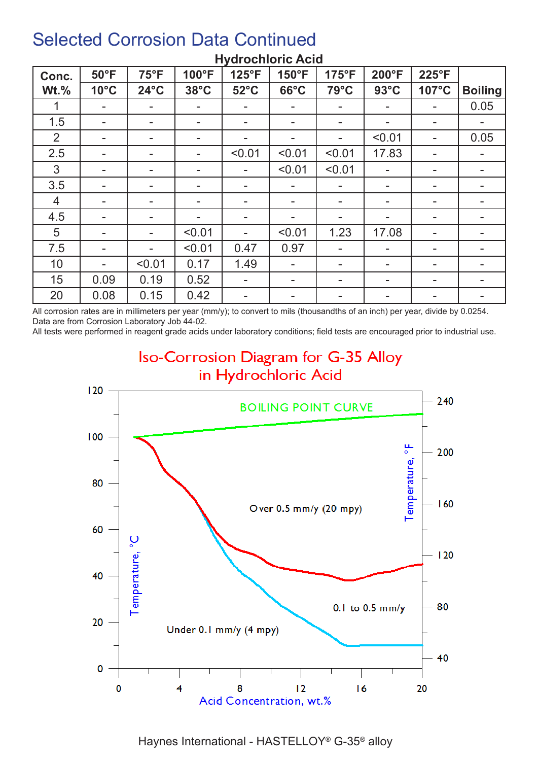# Selected Corrosion Data Continued

### Hydrochloric Acid

| Conc. Wt.% | 50°F 10°C | 75°F 24°C | 100°F 38°C | 125°F 52°C | 150°F 66°C | 175°F 79°C | 200°F 93°C | 225°F 107°C | Boiling |
|---|---|---|---|---|---|---|---|---|---|
| 1 | - | - | - | - | - | - | - | - | 0.05 |
| 1.5 | - | - | - | - | - | - | - | - | - |
| 2 | - | - | - | - | - | - | <0.01 | - | 0.05 |
| 2.5 | - | - | - | <0.01 | <0.01 | <0.01 | 17.83 | - | - |
| 3 | - | - | - | - | <0.01 | <0.01 | - | - | - |
| 3.5 | - | - | - | - | - | - | - | - | - |
| 4 | - | - | - | - | - | - | - | - | - |
| 4.5 | - | - | - | - | - | - | - | - | - |
| 5 | - | - | <0.01 | - | <0.01 | 1.23 | 17.08 | - | - |
| 7.5 | - | - | <0.01 | 0.47 | 0.97 | - | - | - | - |
| 10 | - | <0.01 | 0.17 | 1.49 | - | - | - | - | - |
| 15 | 0.09 | 0.19 | 0.52 | - | - | - | - | - | - |
| 20 | 0.08 | 0.15 | 0.42 | - | - | - | - | - | - |

All corrosion rates are in millimeters per year (mm/y); to convert to mils (thousandths of an inch) per year, divide by 0.0254.
Data are from Corrosion Laboratory Job 44-02.
All tests were performed in reagent grade acids under laboratory conditions; field tests are encouraged prior to industrial use.

## Iso-Corrosion Diagram for G-35 Alloy in Hydrochloric Acid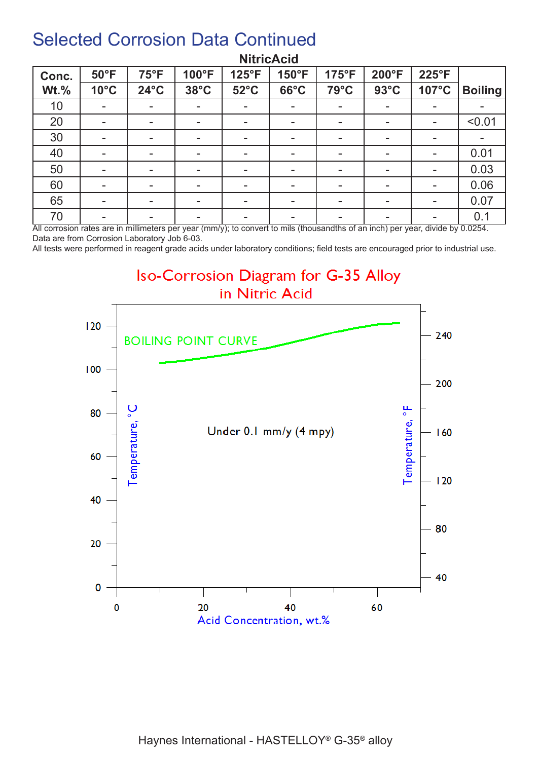# Selected Corrosion Data Continued

**NitricAcid**

| Conc. Wt.% | 50°F 10°C | 75°F 24°C | 100°F 38°C | 125°F 52°C | 150°F 66°C | 175°F 79°C | 200°F 93°C | 225°F 107°C | Boiling |
|---|---|---|---|---|---|---|---|---|---|
| 10 | - | - | - | - | - | - | - | - | - |
| 20 | - | - | - | - | - | - | - | - | <0.01 |
| 30 | - | - | - | - | - | - | - | - | - |
| 40 | - | - | - | - | - | - | - | - | 0.01 |
| 50 | - | - | - | - | - | - | - | - | 0.03 |
| 60 | - | - | - | - | - | - | - | - | 0.06 |
| 65 | - | - | - | - | - | - | - | - | 0.07 |
| 70 | - | - | - | - | - | - | - | - | 0.1 |

All corrosion rates are in millimeters per year (mm/y); to convert to mils (thousandths of an inch) per year, divide by 0.0254.
Data are from Corrosion Laboratory Job 6-03.
All tests were performed in reagent grade acids under laboratory conditions; field tests are encouraged prior to industrial use.

## Iso-Corrosion Diagram for G-35 Alloy in Nitric Acid

BOILING POINT CURVE

Under 0.1 mm/y (4 mpy)

Temperature, °C | Temperature, °F | Acid Concentration, wt.%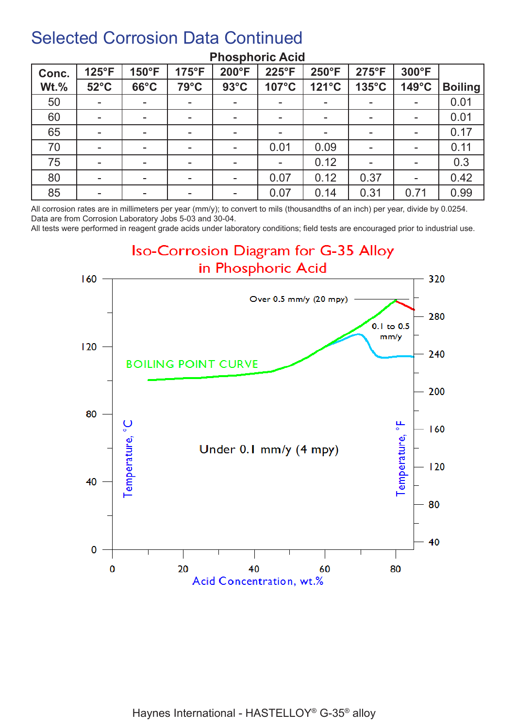# Selected Corrosion Data Continued

## Phosphoric Acid

| Conc. Wt.% | 125°F 52°C | 150°F 66°C | 175°F 79°C | 200°F 93°C | 225°F 107°C | 250°F 121°C | 275°F 135°C | 300°F 149°C | Boiling |
|---|---|---|---|---|---|---|---|---|---|
| 50 | - | - | - | - | - | - | - | - | 0.01 |
| 60 | - | - | - | - | - | - | - | - | 0.01 |
| 65 | - | - | - | - | - | - | - | - | 0.17 |
| 70 | - | - | - | - | 0.01 | 0.09 | - | - | 0.11 |
| 75 | - | - | - | - | - | 0.12 | - | - | 0.3 |
| 80 | - | - | - | - | 0.07 | 0.12 | 0.37 | - | 0.42 |
| 85 | - | - | - | - | 0.07 | 0.14 | 0.31 | 0.71 | 0.99 |

All corrosion rates are in millimeters per year (mm/y); to convert to mils (thousandths of an inch) per year, divide by 0.0254.
Data are from Corrosion Laboratory Jobs 5-03 and 30-04.
All tests were performed in reagent grade acids under laboratory conditions; field tests are encouraged prior to industrial use.

## Iso-Corrosion Diagram for G-35 Alloy in Phosphoric Acid

Over 0.5 mm/y (20 mpy)

0.1 to 0.5 mm/y

BOILING POINT CURVE

Under 0.1 mm/y (4 mpy)

Temperature, °C — Temperature, °F — Acid Concentration, wt.%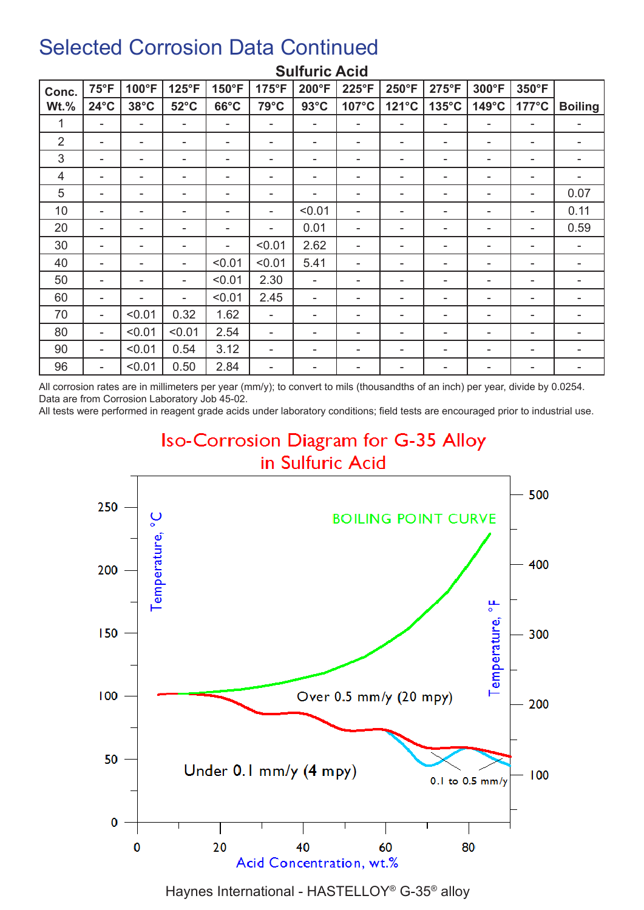# Selected Corrosion Data Continued

## Sulfuric Acid

| Conc. Wt.% | 75°F 24°C | 100°F 38°C | 125°F 52°C | 150°F 66°C | 175°F 79°C | 200°F 93°C | 225°F 107°C | 250°F 121°C | 275°F 135°C | 300°F 149°C | 350°F 177°C | Boiling |
|---|---|---|---|---|---|---|---|---|---|---|---|---|
| 1 | - | - | - | - | - | - | - | - | - | - | - | - |
| 2 | - | - | - | - | - | - | - | - | - | - | - | - |
| 3 | - | - | - | - | - | - | - | - | - | - | - | - |
| 4 | - | - | - | - | - | - | - | - | - | - | - | - |
| 5 | - | - | - | - | - | - | - | - | - | - | - | 0.07 |
| 10 | - | - | - | - | - | <0.01 | - | - | - | - | - | 0.11 |
| 20 | - | - | - | - | - | 0.01 | - | - | - | - | - | 0.59 |
| 30 | - | - | - | - | <0.01 | 2.62 | - | - | - | - | - | - |
| 40 | - | - | - | <0.01 | <0.01 | 5.41 | - | - | - | - | - | - |
| 50 | - | - | - | <0.01 | 2.30 | - | - | - | - | - | - | - |
| 60 | - | - | - | <0.01 | 2.45 | - | - | - | - | - | - | - |
| 70 | - | <0.01 | 0.32 | 1.62 | - | - | - | - | - | - | - | - |
| 80 | - | <0.01 | <0.01 | 2.54 | - | - | - | - | - | - | - | - |
| 90 | - | <0.01 | 0.54 | 3.12 | - | - | - | - | - | - | - | - |
| 96 | - | <0.01 | 0.50 | 2.84 | - | - | - | - | - | - | - | - |

All corrosion rates are in millimeters per year (mm/y); to convert to mils (thousandths of an inch) per year, divide by 0.0254.
Data are from Corrosion Laboratory Job 45-02.
All tests were performed in reagent grade acids under laboratory conditions; field tests are encouraged prior to industrial use.

## Iso-Corrosion Diagram for G-35 Alloy in Sulfuric Acid

BOILING POINT CURVE

Over 0.5 mm/y (20 mpy)

Under 0.1 mm/y (4 mpy)

0.1 to 0.5 mm/y

Temperature, °C — Temperature, °F — Acid Concentration, wt.%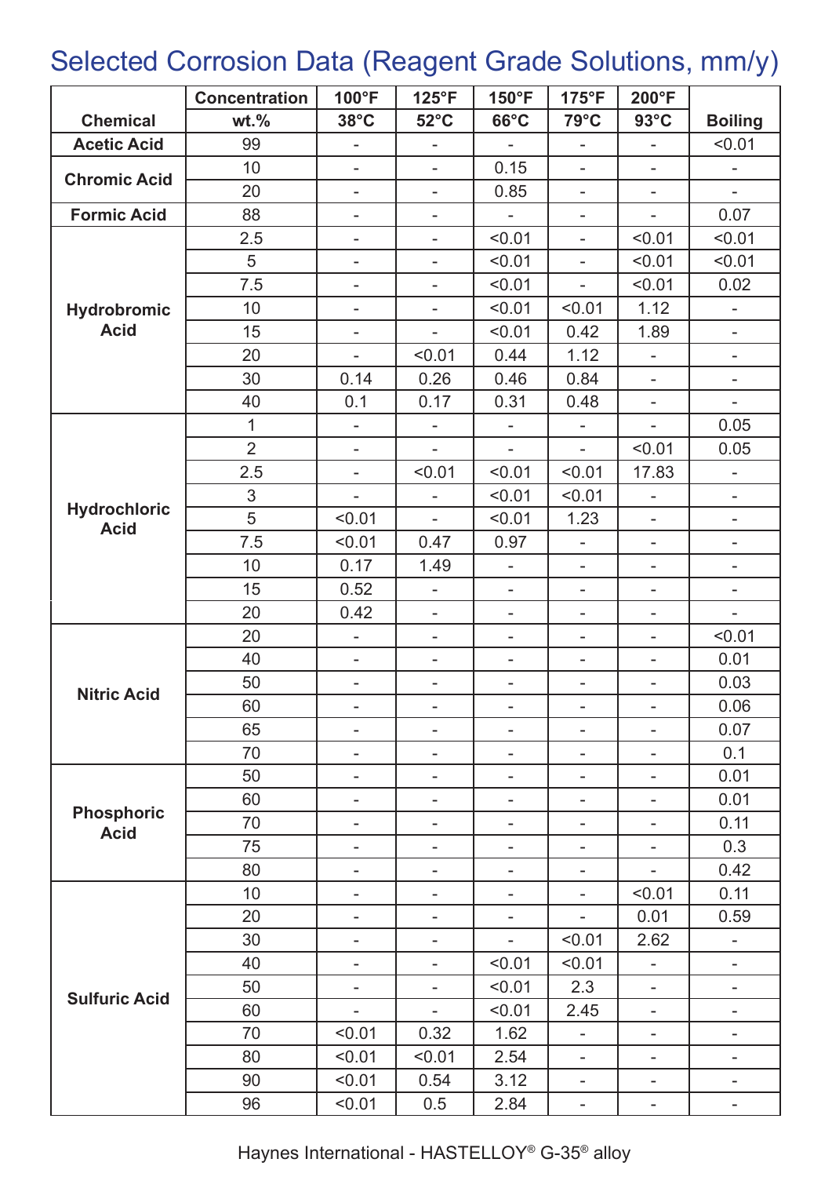# Selected Corrosion Data (Reagent Grade Solutions, mm/y)

| Chemical | Concentration wt.% | 100°F 38°C | 125°F 52°C | 150°F 66°C | 175°F 79°C | 200°F 93°C | Boiling |
|---|---|---|---|---|---|---|---|
| Acetic Acid | 99 | - | - | - | - | - | <0.01 |
| Chromic Acid | 10 | - | - | 0.15 | - | - | - |
| | 20 | - | - | 0.85 | - | - | - |
| Formic Acid | 88 | - | - | - | - | - | 0.07 |
| Hydrobromic Acid | 2.5 | - | - | <0.01 | - | <0.01 | <0.01 |
| | 5 | - | - | <0.01 | - | <0.01 | <0.01 |
| | 7.5 | - | - | <0.01 | - | <0.01 | 0.02 |
| | 10 | - | - | <0.01 | <0.01 | 1.12 | - |
| | 15 | - | - | <0.01 | 0.42 | 1.89 | - |
| | 20 | - | <0.01 | 0.44 | 1.12 | - | - |
| | 30 | 0.14 | 0.26 | 0.46 | 0.84 | - | - |
| | 40 | 0.1 | 0.17 | 0.31 | 0.48 | - | - |
| Hydrochloric Acid | 1 | - | - | - | - | - | 0.05 |
| | 2 | - | - | - | - | <0.01 | 0.05 |
| | 2.5 | - | <0.01 | <0.01 | <0.01 | 17.83 | - |
| | 3 | - | - | <0.01 | <0.01 | - | - |
| | 5 | <0.01 | - | <0.01 | 1.23 | - | - |
| | 7.5 | <0.01 | 0.47 | 0.97 | - | - | - |
| | 10 | 0.17 | 1.49 | - | - | - | - |
| | 15 | 0.52 | - | - | - | - | - |
| | 20 | 0.42 | - | - | - | - | - |
| Nitric Acid | 20 | - | - | - | - | - | <0.01 |
| | 40 | - | - | - | - | - | 0.01 |
| | 50 | - | - | - | - | - | 0.03 |
| | 60 | - | - | - | - | - | 0.06 |
| | 65 | - | - | - | - | - | 0.07 |
| | 70 | - | - | - | - | - | 0.1 |
| Phosphoric Acid | 50 | - | - | - | - | - | 0.01 |
| | 60 | - | - | - | - | - | 0.01 |
| | 70 | - | - | - | - | - | 0.11 |
| | 75 | - | - | - | - | - | 0.3 |
| | 80 | - | - | - | - | - | 0.42 |
| Sulfuric Acid | 10 | - | - | - | - | <0.01 | 0.11 |
| | 20 | - | - | - | - | 0.01 | 0.59 |
| | 30 | - | - | - | <0.01 | 2.62 | - |
| | 40 | - | - | <0.01 | <0.01 | - | - |
| | 50 | - | - | <0.01 | 2.3 | - | - |
| | 60 | - | - | <0.01 | 2.45 | - | - |
| | 70 | <0.01 | 0.32 | 1.62 | - | - | - |
| | 80 | <0.01 | <0.01 | 2.54 | - | - | - |
| | 90 | <0.01 | 0.54 | 3.12 | - | - | - |
| | 96 | <0.01 | 0.5 | 2.84 | - | - | - |

Haynes International - HASTELLOY® G-35® alloy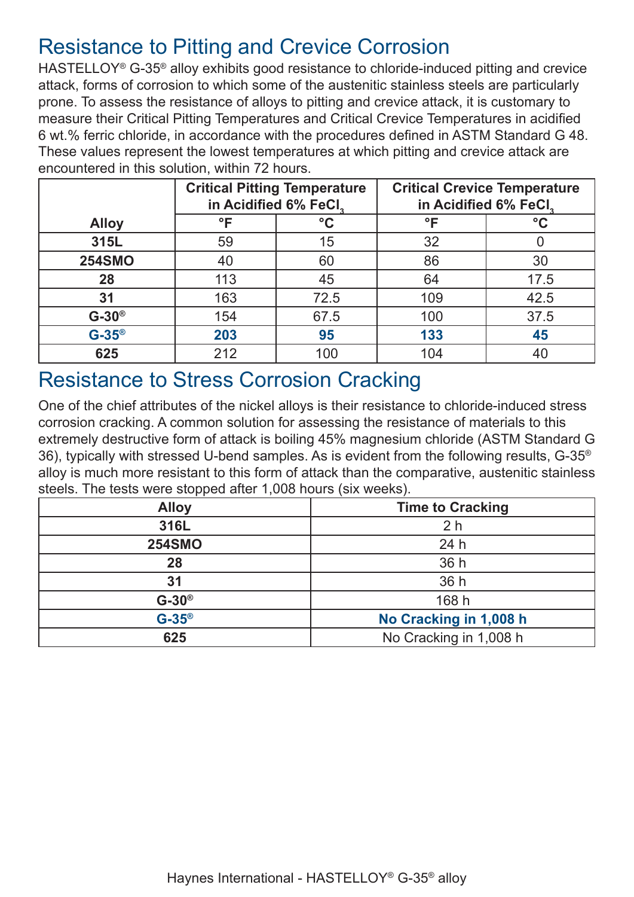## Resistance to Pitting and Crevice Corrosion

HASTELLOY® G-35® alloy exhibits good resistance to chloride-induced pitting and crevice attack, forms of corrosion to which some of the austenitic stainless steels are particularly prone. To assess the resistance of alloys to pitting and crevice attack, it is customary to measure their Critical Pitting Temperatures and Critical Crevice Temperatures in acidified 6 wt.% ferric chloride, in accordance with the procedures defined in ASTM Standard G 48. These values represent the lowest temperatures at which pitting and crevice attack are encountered in this solution, within 72 hours.

| Alloy | Critical Pitting Temperature in Acidified 6% $FeCl_3$ | | Critical Crevice Temperature in Acidified 6% $FeCl_3$ | |
|---|---|---|---|---|
| | °F | °C | °F | °C |
| **315L** | 59 | 15 | 32 | 0 |
| **254SMO** | 40 | 60 | 86 | 30 |
| **28** | 113 | 45 | 64 | 17.5 |
| **31** | 163 | 72.5 | 109 | 42.5 |
| **G-30®** | 154 | 67.5 | 100 | 37.5 |
| **G-35®** | **203** | **95** | **133** | **45** |
| **625** | 212 | 100 | 104 | 40 |

## Resistance to Stress Corrosion Cracking

One of the chief attributes of the nickel alloys is their resistance to chloride-induced stress corrosion cracking. A common solution for assessing the resistance of materials to this extremely destructive form of attack is boiling 45% magnesium chloride (ASTM Standard G 36), typically with stressed U-bend samples. As is evident from the following results, G-35® alloy is much more resistant to this form of attack than the comparative, austenitic stainless steels. The tests were stopped after 1,008 hours (six weeks).

| Alloy | Time to Cracking |
|---|---|
| **316L** | 2 h |
| **254SMO** | 24 h |
| **28** | 36 h |
| **31** | 36 h |
| **G-30®** | 168 h |
| **G-35®** | **No Cracking in 1,008 h** |
| **625** | No Cracking in 1,008 h |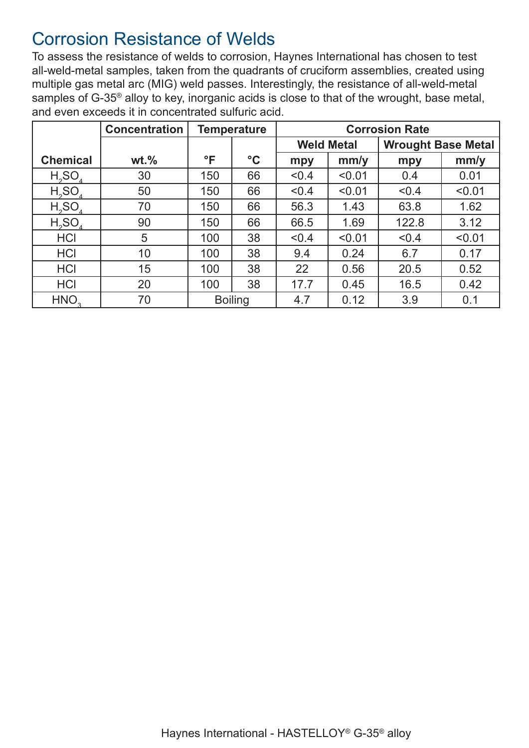## Corrosion Resistance of Welds

To assess the resistance of welds to corrosion, Haynes International has chosen to test all-weld-metal samples, taken from the quadrants of cruciform assemblies, created using multiple gas metal arc (MIG) weld passes. Interestingly, the resistance of all-weld-metal samples of G-35® alloy to key, inorganic acids is close to that of the wrought, base metal, and even exceeds it in concentrated sulfuric acid.

| | Concentration | Temperature | | Corrosion Rate | | | |
|---|---|---|---|---|---|---|---|
| | | | | Weld Metal | | Wrought Base Metal | |
| Chemical | wt.% | °F | °C | mpy | mm/y | mpy | mm/y |
| $H_2SO_4$ | 30 | 150 | 66 | <0.4 | <0.01 | 0.4 | 0.01 |
| $H_2SO_4$ | 50 | 150 | 66 | <0.4 | <0.01 | <0.4 | <0.01 |
| $H_2SO_4$ | 70 | 150 | 66 | 56.3 | 1.43 | 63.8 | 1.62 |
| $H_2SO_4$ | 90 | 150 | 66 | 66.5 | 1.69 | 122.8 | 3.12 |
| HCl | 5 | 100 | 38 | <0.4 | <0.01 | <0.4 | <0.01 |
| HCl | 10 | 100 | 38 | 9.4 | 0.24 | 6.7 | 0.17 |
| HCl | 15 | 100 | 38 | 22 | 0.56 | 20.5 | 0.52 |
| HCl | 20 | 100 | 38 | 17.7 | 0.45 | 16.5 | 0.42 |
| $HNO_3$ | 70 | Boiling | | 4.7 | 0.12 | 3.9 | 0.1 |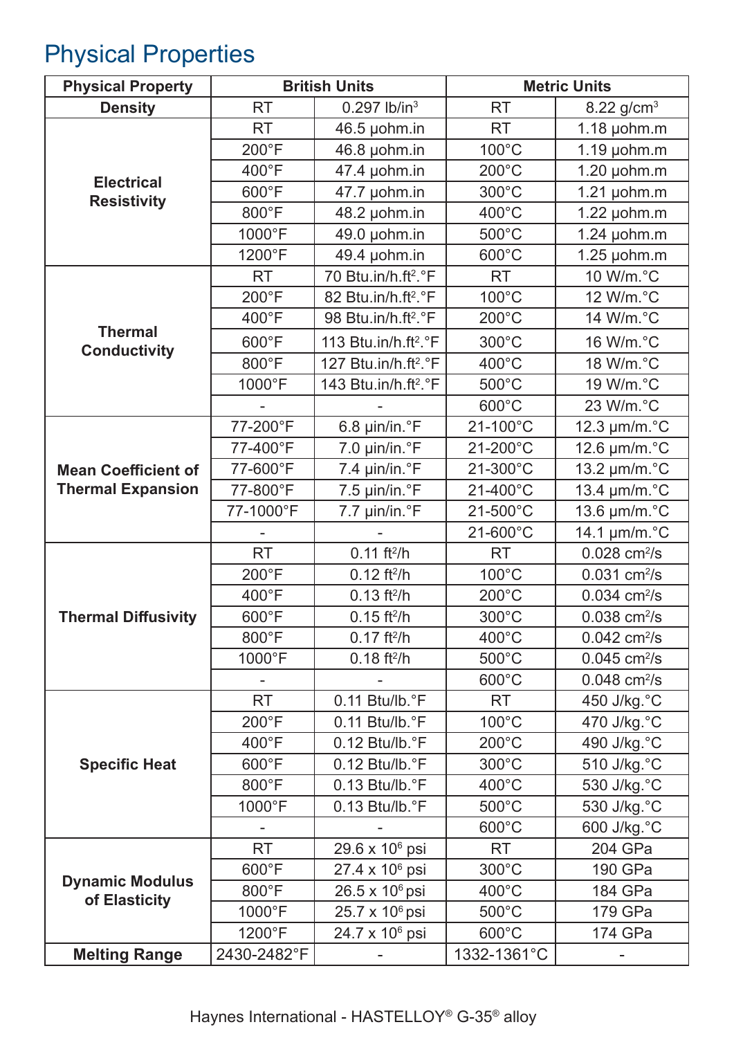# Physical Properties

| Physical Property | British Units | | Metric Units | |
|---|---|---|---|---|
| Density | RT | 0.297 lb/in$^3$ | RT | 8.22 g/cm$^3$ |
| Electrical Resistivity | RT | 46.5 µohm.in | RT | 1.18 µohm.m |
| | 200°F | 46.8 µohm.in | 100°C | 1.19 µohm.m |
| | 400°F | 47.4 µohm.in | 200°C | 1.20 µohm.m |
| | 600°F | 47.7 µohm.in | 300°C | 1.21 µohm.m |
| | 800°F | 48.2 µohm.in | 400°C | 1.22 µohm.m |
| | 1000°F | 49.0 µohm.in | 500°C | 1.24 µohm.m |
| | 1200°F | 49.4 µohm.in | 600°C | 1.25 µohm.m |
| Thermal Conductivity | RT | 70 Btu.in/h.ft$^2$.°F | RT | 10 W/m.°C |
| | 200°F | 82 Btu.in/h.ft$^2$.°F | 100°C | 12 W/m.°C |
| | 400°F | 98 Btu.in/h.ft$^2$.°F | 200°C | 14 W/m.°C |
| | 600°F | 113 Btu.in/h.ft$^2$.°F | 300°C | 16 W/m.°C |
| | 800°F | 127 Btu.in/h.ft$^2$.°F | 400°C | 18 W/m.°C |
| | 1000°F | 143 Btu.in/h.ft$^2$.°F | 500°C | 19 W/m.°C |
| | - | - | 600°C | 23 W/m.°C |
| Mean Coefficient of Thermal Expansion | 77-200°F | 6.8 µin/in.°F | 21-100°C | 12.3 µm/m.°C |
| | 77-400°F | 7.0 µin/in.°F | 21-200°C | 12.6 µm/m.°C |
| | 77-600°F | 7.4 µin/in.°F | 21-300°C | 13.2 µm/m.°C |
| | 77-800°F | 7.5 µin/in.°F | 21-400°C | 13.4 µm/m.°C |
| | 77-1000°F | 7.7 µin/in.°F | 21-500°C | 13.6 µm/m.°C |
| | - | - | 21-600°C | 14.1 µm/m.°C |
| Thermal Diffusivity | RT | 0.11 ft$^2$/h | RT | 0.028 cm$^2$/s |
| | 200°F | 0.12 ft$^2$/h | 100°C | 0.031 cm$^2$/s |
| | 400°F | 0.13 ft$^2$/h | 200°C | 0.034 cm$^2$/s |
| | 600°F | 0.15 ft$^2$/h | 300°C | 0.038 cm$^2$/s |
| | 800°F | 0.17 ft$^2$/h | 400°C | 0.042 cm$^2$/s |
| | 1000°F | 0.18 ft$^2$/h | 500°C | 0.045 cm$^2$/s |
| | - | - | 600°C | 0.048 cm$^2$/s |
| Specific Heat | RT | 0.11 Btu/lb.°F | RT | 450 J/kg.°C |
| | 200°F | 0.11 Btu/lb.°F | 100°C | 470 J/kg.°C |
| | 400°F | 0.12 Btu/lb.°F | 200°C | 490 J/kg.°C |
| | 600°F | 0.12 Btu/lb.°F | 300°C | 510 J/kg.°C |
| | 800°F | 0.13 Btu/lb.°F | 400°C | 530 J/kg.°C |
| | 1000°F | 0.13 Btu/lb.°F | 500°C | 530 J/kg.°C |
| | - | - | 600°C | 600 J/kg.°C |
| Dynamic Modulus of Elasticity | RT | 29.6 x $10^6$ psi | RT | 204 GPa |
| | 600°F | 27.4 x $10^6$ psi | 300°C | 190 GPa |
| | 800°F | 26.5 x $10^6$ psi | 400°C | 184 GPa |
| | 1000°F | 25.7 x $10^6$ psi | 500°C | 179 GPa |
| | 1200°F | 24.7 x $10^6$ psi | 600°C | 174 GPa |
| Melting Range | 2430-2482°F | - | 1332-1361°C | - |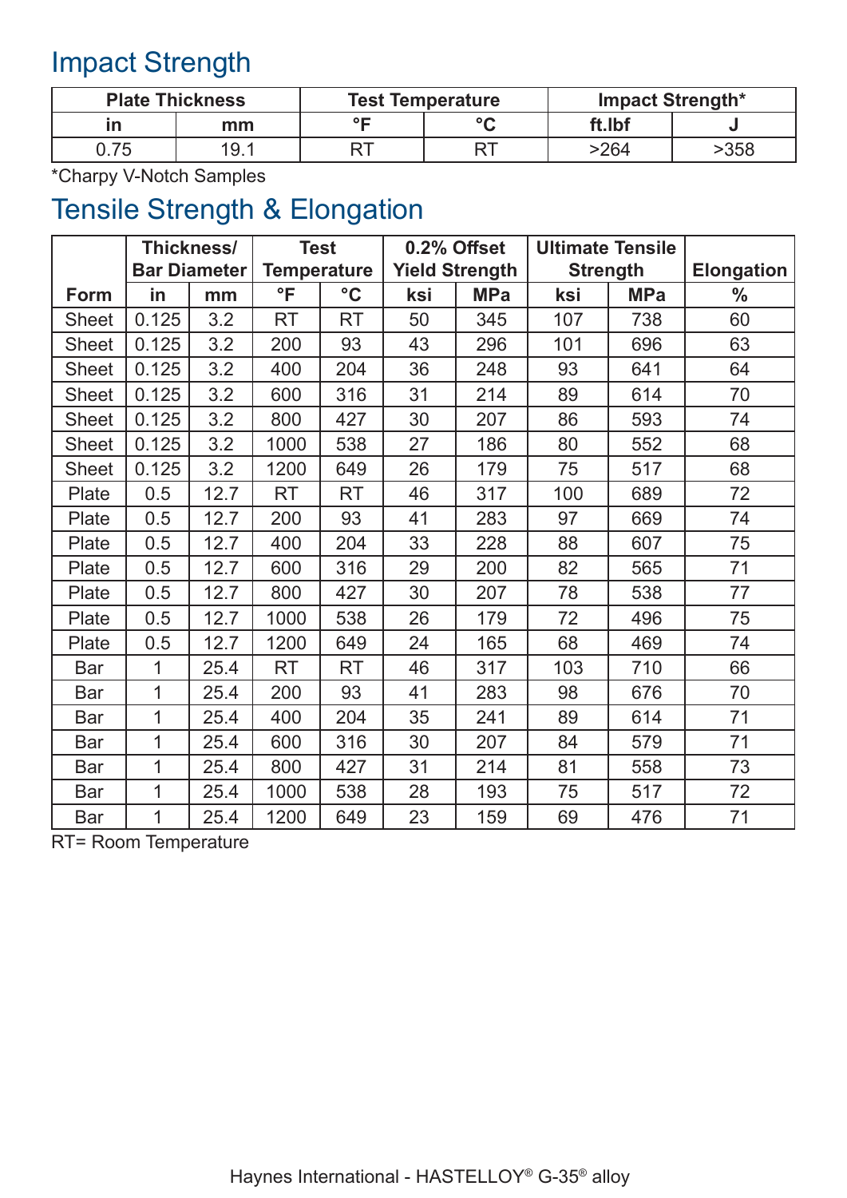## Impact Strength

| Plate Thickness | | Test Temperature | | Impact Strength* | |
|---|---|---|---|---|---|
| in | mm | °F | °C | ft.lbf | J |
| 0.75 | 19.1 | RT | RT | >264 | >358 |

*Charpy V-Notch Samples

## Tensile Strength & Elongation

| | Thickness/ Bar Diameter | | Test Temperature | | 0.2% Offset Yield Strength | | Ultimate Tensile Strength | | Elongation |
|---|---|---|---|---|---|---|---|---|---|
| Form | in | mm | °F | °C | ksi | MPa | ksi | MPa | % |
| Sheet | 0.125 | 3.2 | RT | RT | 50 | 345 | 107 | 738 | 60 |
| Sheet | 0.125 | 3.2 | 200 | 93 | 43 | 296 | 101 | 696 | 63 |
| Sheet | 0.125 | 3.2 | 400 | 204 | 36 | 248 | 93 | 641 | 64 |
| Sheet | 0.125 | 3.2 | 600 | 316 | 31 | 214 | 89 | 614 | 70 |
| Sheet | 0.125 | 3.2 | 800 | 427 | 30 | 207 | 86 | 593 | 74 |
| Sheet | 0.125 | 3.2 | 1000 | 538 | 27 | 186 | 80 | 552 | 68 |
| Sheet | 0.125 | 3.2 | 1200 | 649 | 26 | 179 | 75 | 517 | 68 |
| Plate | 0.5 | 12.7 | RT | RT | 46 | 317 | 100 | 689 | 72 |
| Plate | 0.5 | 12.7 | 200 | 93 | 41 | 283 | 97 | 669 | 74 |
| Plate | 0.5 | 12.7 | 400 | 204 | 33 | 228 | 88 | 607 | 75 |
| Plate | 0.5 | 12.7 | 600 | 316 | 29 | 200 | 82 | 565 | 71 |
| Plate | 0.5 | 12.7 | 800 | 427 | 30 | 207 | 78 | 538 | 77 |
| Plate | 0.5 | 12.7 | 1000 | 538 | 26 | 179 | 72 | 496 | 75 |
| Plate | 0.5 | 12.7 | 1200 | 649 | 24 | 165 | 68 | 469 | 74 |
| Bar | 1 | 25.4 | RT | RT | 46 | 317 | 103 | 710 | 66 |
| Bar | 1 | 25.4 | 200 | 93 | 41 | 283 | 98 | 676 | 70 |
| Bar | 1 | 25.4 | 400 | 204 | 35 | 241 | 89 | 614 | 71 |
| Bar | 1 | 25.4 | 600 | 316 | 30 | 207 | 84 | 579 | 71 |
| Bar | 1 | 25.4 | 800 | 427 | 31 | 214 | 81 | 558 | 73 |
| Bar | 1 | 25.4 | 1000 | 538 | 28 | 193 | 75 | 517 | 72 |
| Bar | 1 | 25.4 | 1200 | 649 | 23 | 159 | 69 | 476 | 71 |

RT= Room Temperature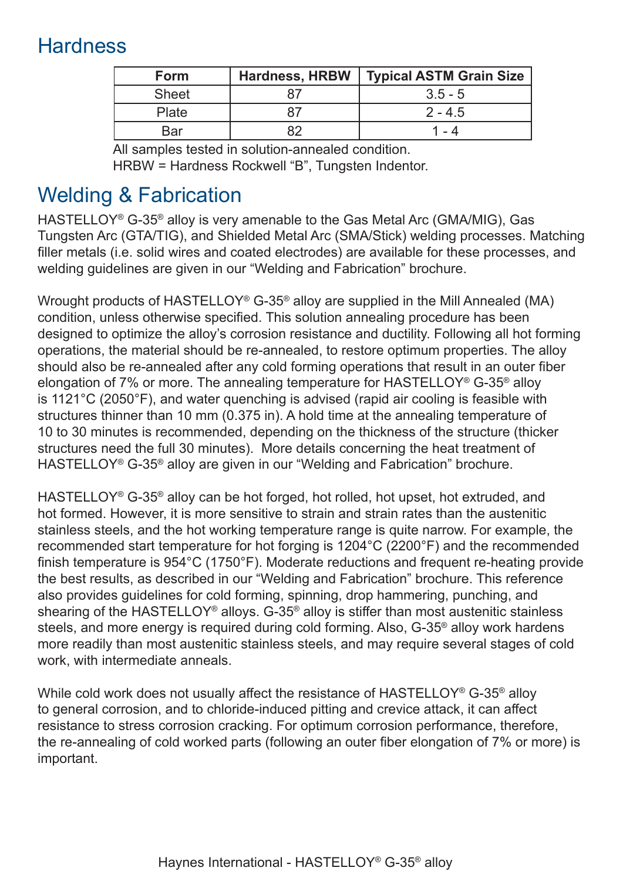## Hardness

| Form | Hardness, HRBW | Typical ASTM Grain Size |
|---|---|---|
| Sheet | 87 | 3.5 - 5 |
| Plate | 87 | 2 - 4.5 |
| Bar | 82 | 1 - 4 |

All samples tested in solution-annealed condition.
HRBW = Hardness Rockwell "B", Tungsten Indentor.

## Welding & Fabrication

HASTELLOY® G-35® alloy is very amenable to the Gas Metal Arc (GMA/MIG), Gas Tungsten Arc (GTA/TIG), and Shielded Metal Arc (SMA/Stick) welding processes. Matching filler metals (i.e. solid wires and coated electrodes) are available for these processes, and welding guidelines are given in our "Welding and Fabrication" brochure.

Wrought products of HASTELLOY® G-35® alloy are supplied in the Mill Annealed (MA) condition, unless otherwise specified. This solution annealing procedure has been designed to optimize the alloy's corrosion resistance and ductility. Following all hot forming operations, the material should be re-annealed, to restore optimum properties. The alloy should also be re-annealed after any cold forming operations that result in an outer fiber elongation of 7% or more. The annealing temperature for HASTELLOY® G-35® alloy is 1121°C (2050°F), and water quenching is advised (rapid air cooling is feasible with structures thinner than 10 mm (0.375 in). A hold time at the annealing temperature of 10 to 30 minutes is recommended, depending on the thickness of the structure (thicker structures need the full 30 minutes). More details concerning the heat treatment of HASTELLOY® G-35® alloy are given in our "Welding and Fabrication" brochure.

HASTELLOY® G-35® alloy can be hot forged, hot rolled, hot upset, hot extruded, and hot formed. However, it is more sensitive to strain and strain rates than the austenitic stainless steels, and the hot working temperature range is quite narrow. For example, the recommended start temperature for hot forging is 1204°C (2200°F) and the recommended finish temperature is 954°C (1750°F). Moderate reductions and frequent re-heating provide the best results, as described in our "Welding and Fabrication" brochure. This reference also provides guidelines for cold forming, spinning, drop hammering, punching, and shearing of the HASTELLOY® alloys. G-35® alloy is stiffer than most austenitic stainless steels, and more energy is required during cold forming. Also, G-35® alloy work hardens more readily than most austenitic stainless steels, and may require several stages of cold work, with intermediate anneals.

While cold work does not usually affect the resistance of HASTELLOY® G-35® alloy to general corrosion, and to chloride-induced pitting and crevice attack, it can affect resistance to stress corrosion cracking. For optimum corrosion performance, therefore, the re-annealing of cold worked parts (following an outer fiber elongation of 7% or more) is important.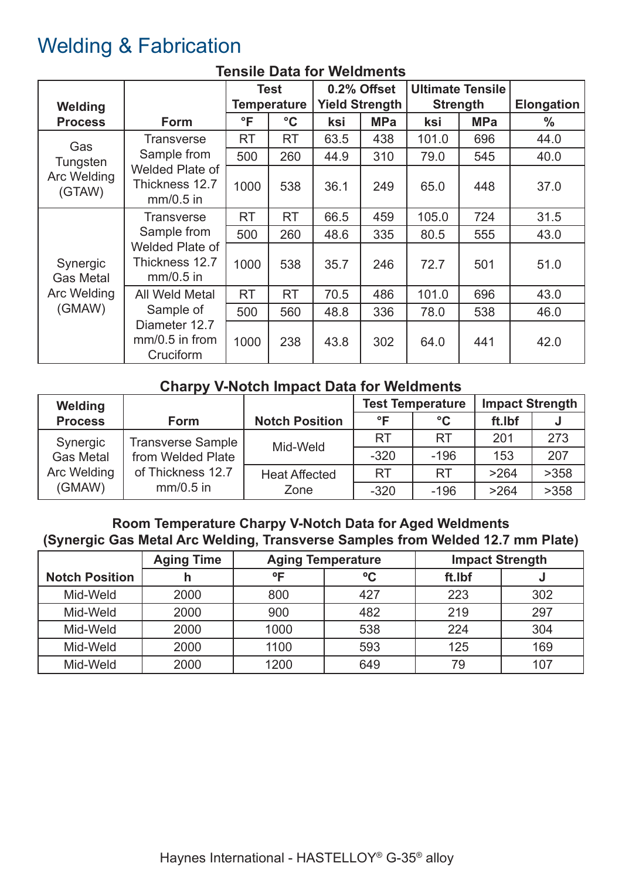# Welding & Fabrication

**Tensile Data for Weldments**

| Welding Process | Form | Test Temperature | | 0.2% Offset Yield Strength | | Ultimate Tensile Strength | | Elongation |
|---|---|---|---|---|---|---|---|---|
| | | °F | °C | ksi | MPa | ksi | MPa | % |
| Gas Tungsten Arc Welding (GTAW) | Transverse Sample from Welded Plate of Thickness 12.7 mm/0.5 in | RT | RT | 63.5 | 438 | 101.0 | 696 | 44.0 |
| | | 500 | 260 | 44.9 | 310 | 79.0 | 545 | 40.0 |
| | | 1000 | 538 | 36.1 | 249 | 65.0 | 448 | 37.0 |
| Synergic Gas Metal Arc Welding (GMAW) | Transverse Sample from Welded Plate of Thickness 12.7 mm/0.5 in | RT | RT | 66.5 | 459 | 105.0 | 724 | 31.5 |
| | | 500 | 260 | 48.6 | 335 | 80.5 | 555 | 43.0 |
| | | 1000 | 538 | 35.7 | 246 | 72.7 | 501 | 51.0 |
| | All Weld Metal Sample of Diameter 12.7 mm/0.5 in from Cruciform | RT | RT | 70.5 | 486 | 101.0 | 696 | 43.0 |
| | | 500 | 560 | 48.8 | 336 | 78.0 | 538 | 46.0 |
| | | 1000 | 238 | 43.8 | 302 | 64.0 | 441 | 42.0 |

**Charpy V-Notch Impact Data for Weldments**

| Welding Process | Form | Notch Position | Test Temperature | | Impact Strength | |
|---|---|---|---|---|---|---|
| | | | °F | °C | ft.lbf | J |
| Synergic Gas Metal Arc Welding (GMAW) | Transverse Sample from Welded Plate of Thickness 12.7 mm/0.5 in | Mid-Weld | RT | RT | 201 | 273 |
| | | | -320 | -196 | 153 | 207 |
| | | Heat Affected Zone | RT | RT | >264 | >358 |
| | | | -320 | -196 | >264 | >358 |

**Room Temperature Charpy V-Notch Data for Aged Weldments (Synergic Gas Metal Arc Welding, Transverse Samples from Welded 12.7 mm Plate)**

| Notch Position | Aging Time | Aging Temperature | | Impact Strength | |
|---|---|---|---|---|---|
| | h | °F | °C | ft.lbf | J |
| Mid-Weld | 2000 | 800 | 427 | 223 | 302 |
| Mid-Weld | 2000 | 900 | 482 | 219 | 297 |
| Mid-Weld | 2000 | 1000 | 538 | 224 | 304 |
| Mid-Weld | 2000 | 1100 | 593 | 125 | 169 |
| Mid-Weld | 2000 | 1200 | 649 | 79 | 107 |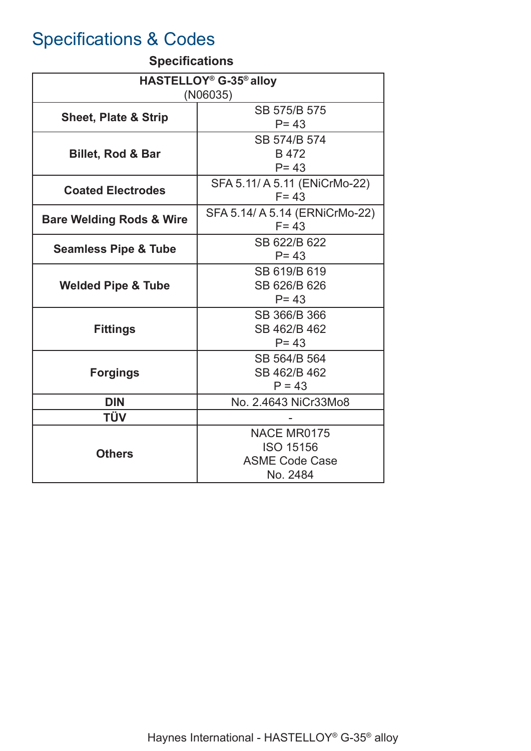# Specifications & Codes

### Specifications

| HASTELLOY® G-35® alloy (N06035) | |
|---|---|
| **Sheet, Plate & Strip** | SB 575/B 575<br>P= 43 |
| **Billet, Rod & Bar** | SB 574/B 574<br>B 472<br>P= 43 |
| **Coated Electrodes** | SFA 5.11/ A 5.11 (ENiCrMo-22)<br>F= 43 |
| **Bare Welding Rods & Wire** | SFA 5.14/ A 5.14 (ERNiCrMo-22)<br>F= 43 |
| **Seamless Pipe & Tube** | SB 622/B 622<br>P= 43 |
| **Welded Pipe & Tube** | SB 619/B 619<br>SB 626/B 626<br>P= 43 |
| **Fittings** | SB 366/B 366<br>SB 462/B 462<br>P= 43 |
| **Forgings** | SB 564/B 564<br>SB 462/B 462<br>P = 43 |
| **DIN** | No. 2.4643 NiCr33Mo8 |
| **TÜV** | - |
| **Others** | NACE MR0175<br>ISO 15156<br>ASME Code Case<br>No. 2484 |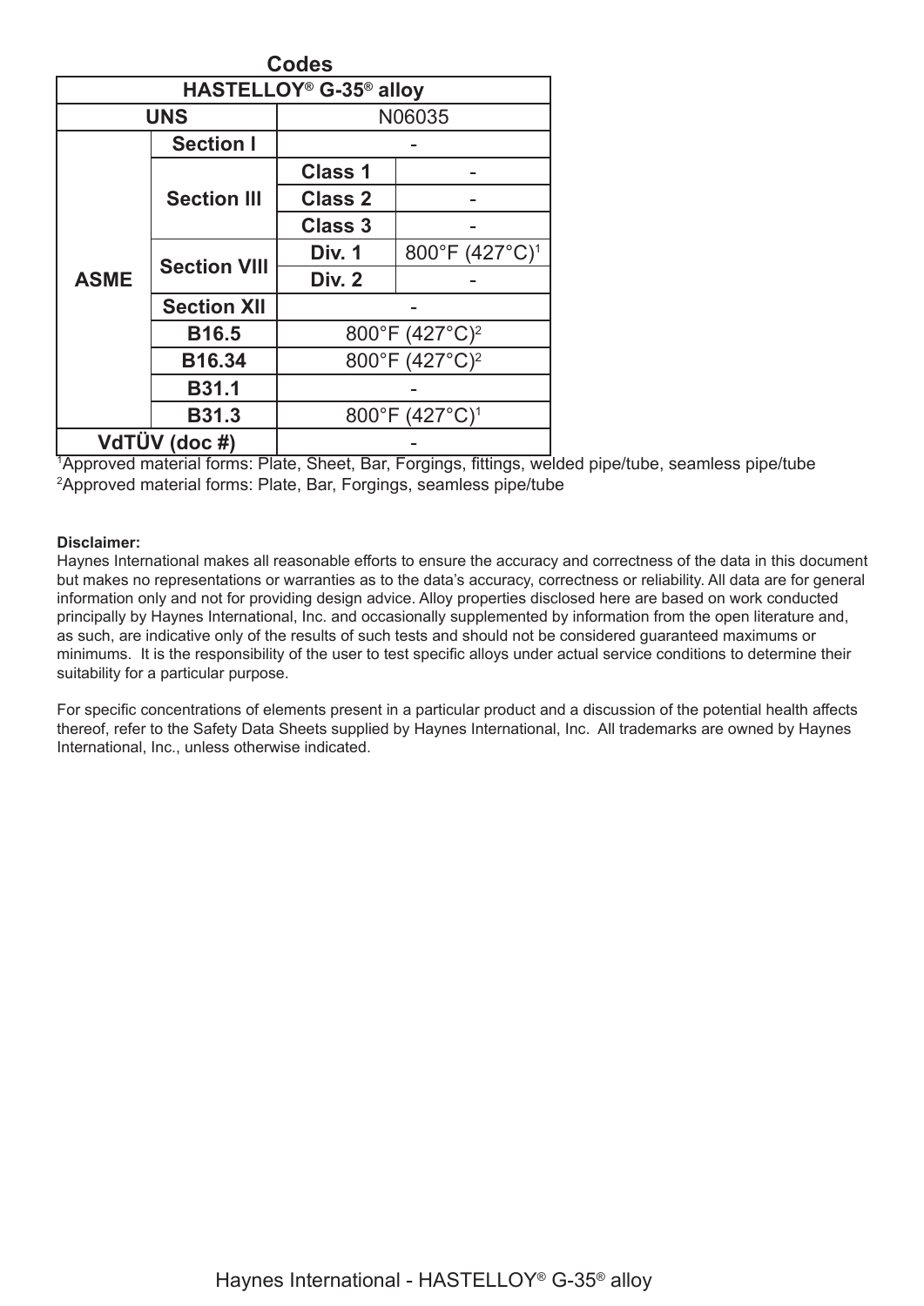## Codes

| HASTELLOY® G-35® alloy | | | |
|---|---|---|---|
| UNS | | N06035 | |
| ASME | Section I | - | |
| | Section III | Class 1 | - |
| | | Class 2 | - |
| | | Class 3 | - |
| | Section VIII | Div. 1 | 800°F (427°C)[1] |
| | | Div. 2 | - |
| | Section XII | - | |
| | B16.5 | 800°F (427°C)[2] | |
| | B16.34 | 800°F (427°C)[2] | |
| | B31.1 | - | |
| | B31.3 | 800°F (427°C)[1] | |
| VdTÜV (doc #) | | - | |

[1]Approved material forms: Plate, Sheet, Bar, Forgings, fittings, welded pipe/tube, seamless pipe/tube
[2]Approved material forms: Plate, Bar, Forgings, seamless pipe/tube

**Disclaimer:**
Haynes International makes all reasonable efforts to ensure the accuracy and correctness of the data in this document but makes no representations or warranties as to the data's accuracy, correctness or reliability. All data are for general information only and not for providing design advice. Alloy properties disclosed here are based on work conducted principally by Haynes International, Inc. and occasionally supplemented by information from the open literature and, as such, are indicative only of the results of such tests and should not be considered guaranteed maximums or minimums. It is the responsibility of the user to test specific alloys under actual service conditions to determine their suitability for a particular purpose.

For specific concentrations of elements present in a particular product and a discussion of the potential health affects thereof, refer to the Safety Data Sheets supplied by Haynes International, Inc. All trademarks are owned by Haynes International, Inc., unless otherwise indicated.